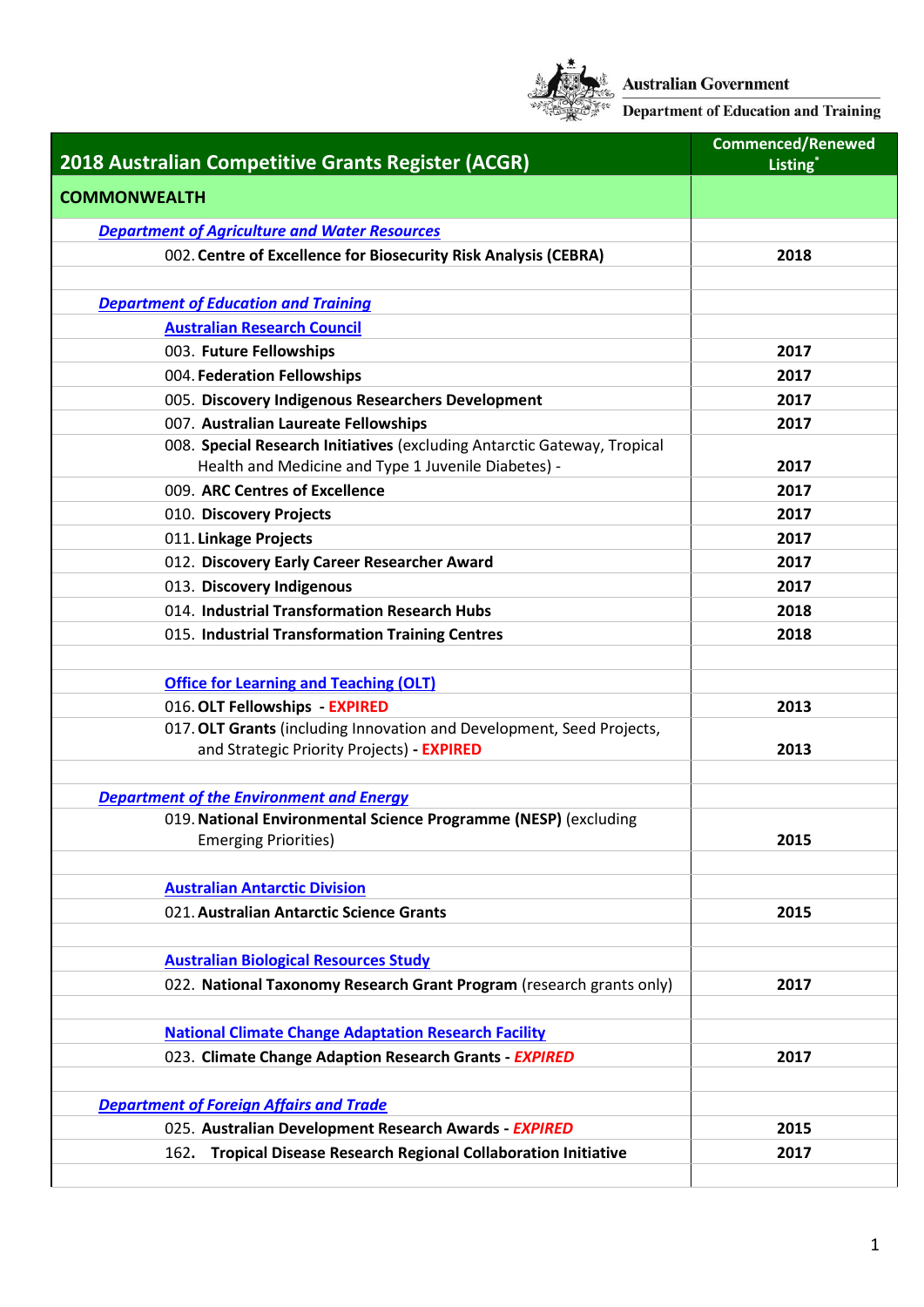Australian Government
Department of Education and Training

| 2018 Australian Competitive Grants Register (ACGR) | Commenced/Renewed Listing* |
|---|---|
| **COMMONWEALTH** | |
| ***Department of Agriculture and Water Resources*** | |
| 002. **Centre of Excellence for Biosecurity Risk Analysis (CEBRA)** | **2018** |
| | |
| ***Department of Education and Training*** | |
| **Australian Research Council** | |
| 003. **Future Fellowships** | **2017** |
| 004. **Federation Fellowships** | **2017** |
| 005. **Discovery Indigenous Researchers Development** | **2017** |
| 007. **Australian Laureate Fellowships** | **2017** |
| 008. **Special Research Initiatives** (excluding Antarctic Gateway, Tropical Health and Medicine and Type 1 Juvenile Diabetes) - | **2017** |
| 009. **ARC Centres of Excellence** | **2017** |
| 010. **Discovery Projects** | **2017** |
| 011. **Linkage Projects** | **2017** |
| 012. **Discovery Early Career Researcher Award** | **2017** |
| 013. **Discovery Indigenous** | **2017** |
| 014. **Industrial Transformation Research Hubs** | **2018** |
| 015. **Industrial Transformation Training Centres** | **2018** |
| | |
| **Office for Learning and Teaching (OLT)** | |
| 016. **OLT Fellowships - EXPIRED** | **2013** |
| 017. **OLT Grants** (including Innovation and Development, Seed Projects, and Strategic Priority Projects) **- EXPIRED** | **2013** |
| | |
| ***Department of the Environment and Energy*** | |
| 019. **National Environmental Science Programme (NESP)** (excluding Emerging Priorities) | **2015** |
| | |
| **Australian Antarctic Division** | |
| 021. **Australian Antarctic Science Grants** | **2015** |
| | |
| **Australian Biological Resources Study** | |
| 022. **National Taxonomy Research Grant Program** (research grants only) | **2017** |
| | |
| **National Climate Change Adaptation Research Facility** | |
| 023. **Climate Change Adaption Research Grants - *EXPIRED*** | **2017** |
| | |
| ***Department of Foreign Affairs and Trade*** | |
| 025. **Australian Development Research Awards - *EXPIRED*** | **2015** |
| 162. **Tropical Disease Research Regional Collaboration Initiative** | **2017** |
| | |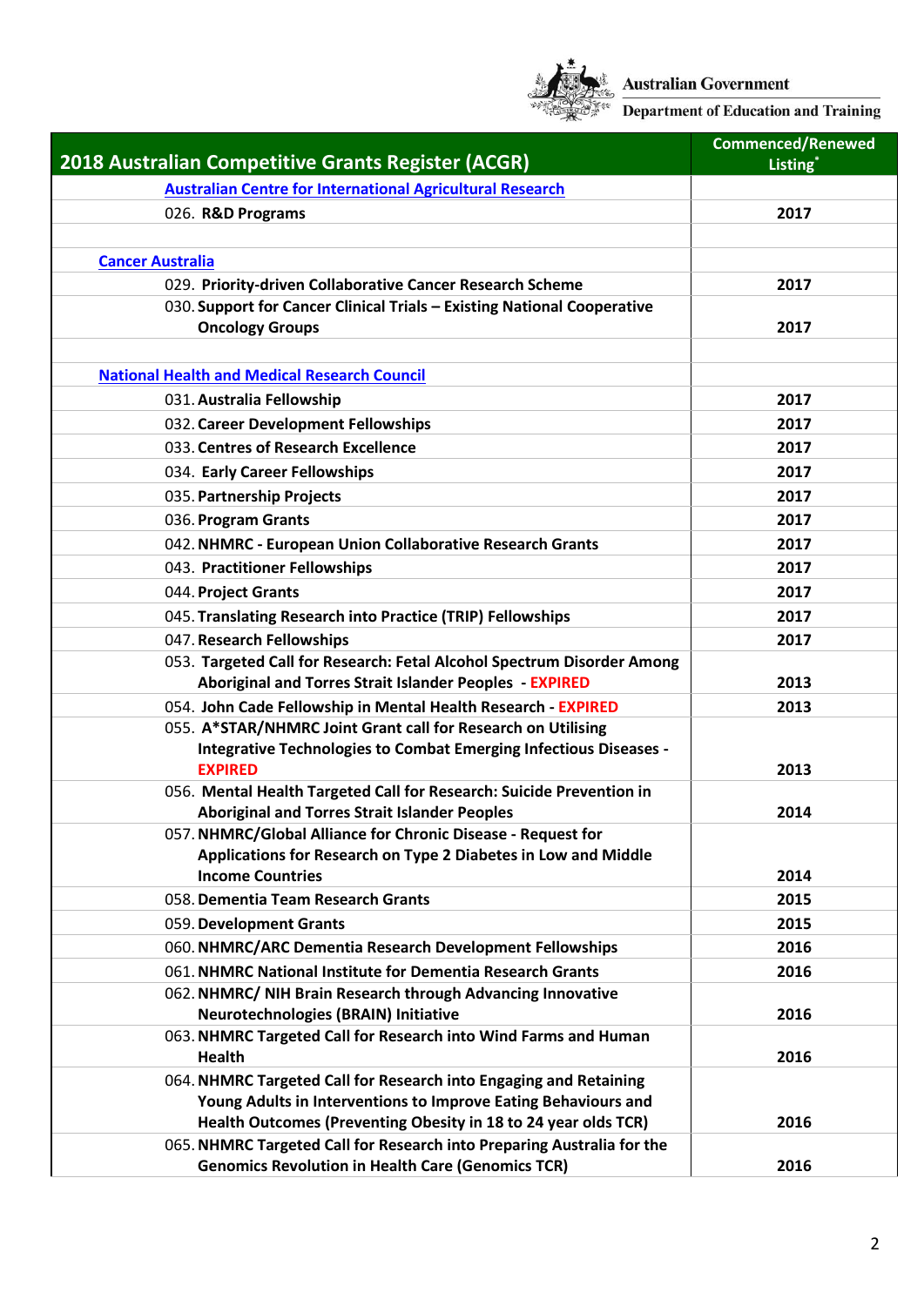Australian Government
Department of Education and Training

| 2018 Australian Competitive Grants Register (ACGR) | Commenced/Renewed Listing* |
|---|---|
| Australian Centre for International Agricultural Research | |
| 026. R&D Programs | 2017 |
| | |
| Cancer Australia | |
| 029. Priority-driven Collaborative Cancer Research Scheme | 2017 |
| 030. Support for Cancer Clinical Trials – Existing National Cooperative Oncology Groups | 2017 |
| | |
| National Health and Medical Research Council | |
| 031. Australia Fellowship | 2017 |
| 032. Career Development Fellowships | 2017 |
| 033. Centres of Research Excellence | 2017 |
| 034. Early Career Fellowships | 2017 |
| 035. Partnership Projects | 2017 |
| 036. Program Grants | 2017 |
| 042. NHMRC - European Union Collaborative Research Grants | 2017 |
| 043. Practitioner Fellowships | 2017 |
| 044. Project Grants | 2017 |
| 045. Translating Research into Practice (TRIP) Fellowships | 2017 |
| 047. Research Fellowships | 2017 |
| 053. Targeted Call for Research: Fetal Alcohol Spectrum Disorder Among Aboriginal and Torres Strait Islander Peoples - EXPIRED | 2013 |
| 054. John Cade Fellowship in Mental Health Research - EXPIRED | 2013 |
| 055. A*STAR/NHMRC Joint Grant call for Research on Utilising Integrative Technologies to Combat Emerging Infectious Diseases - EXPIRED | 2013 |
| 056. Mental Health Targeted Call for Research: Suicide Prevention in Aboriginal and Torres Strait Islander Peoples | 2014 |
| 057. NHMRC/Global Alliance for Chronic Disease - Request for Applications for Research on Type 2 Diabetes in Low and Middle Income Countries | 2014 |
| 058. Dementia Team Research Grants | 2015 |
| 059. Development Grants | 2015 |
| 060. NHMRC/ARC Dementia Research Development Fellowships | 2016 |
| 061. NHMRC National Institute for Dementia Research Grants | 2016 |
| 062. NHMRC/ NIH Brain Research through Advancing Innovative Neurotechnologies (BRAIN) Initiative | 2016 |
| 063. NHMRC Targeted Call for Research into Wind Farms and Human Health | 2016 |
| 064. NHMRC Targeted Call for Research into Engaging and Retaining Young Adults in Interventions to Improve Eating Behaviours and Health Outcomes (Preventing Obesity in 18 to 24 year olds TCR) | 2016 |
| 065. NHMRC Targeted Call for Research into Preparing Australia for the Genomics Revolution in Health Care (Genomics TCR) | 2016 |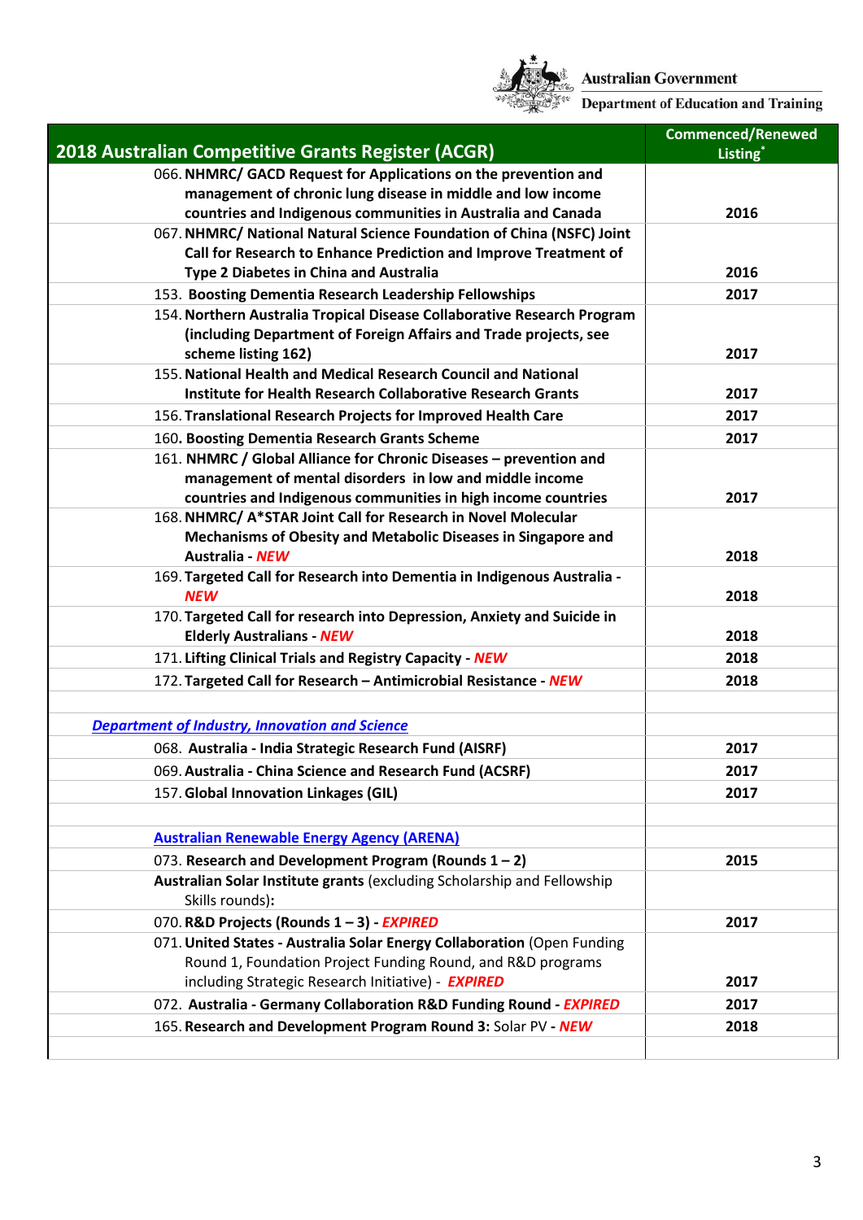Australian Government
Department of Education and Training

| 2018 Australian Competitive Grants Register (ACGR) | Commenced/Renewed Listing* |
|---|---|
| 066. **NHMRC/ GACD Request for Applications on the prevention and management of chronic lung disease in middle and low income countries and Indigenous communities in Australia and Canada** | **2016** |
| 067. **NHMRC/ National Natural Science Foundation of China (NSFC) Joint Call for Research to Enhance Prediction and Improve Treatment of Type 2 Diabetes in China and Australia** | **2016** |
| 153. **Boosting Dementia Research Leadership Fellowships** | **2017** |
| 154. **Northern Australia Tropical Disease Collaborative Research Program (including Department of Foreign Affairs and Trade projects, see scheme listing 162)** | **2017** |
| 155. **National Health and Medical Research Council and National Institute for Health Research Collaborative Research Grants** | **2017** |
| 156. **Translational Research Projects for Improved Health Care** | **2017** |
| 160. **Boosting Dementia Research Grants Scheme** | **2017** |
| 161. **NHMRC / Global Alliance for Chronic Diseases – prevention and management of mental disorders in low and middle income countries and Indigenous communities in high income countries** | **2017** |
| 168. **NHMRC/ A*STAR Joint Call for Research in Novel Molecular Mechanisms of Obesity and Metabolic Diseases in Singapore and Australia - *NEW*** | **2018** |
| 169. **Targeted Call for Research into Dementia in Indigenous Australia - *NEW*** | **2018** |
| 170. **Targeted Call for research into Depression, Anxiety and Suicide in Elderly Australians - *NEW*** | **2018** |
| 171. **Lifting Clinical Trials and Registry Capacity - *NEW*** | **2018** |
| 172. **Targeted Call for Research – Antimicrobial Resistance - *NEW*** | **2018** |
| | |
| ***Department of Industry, Innovation and Science*** | |
| 068. **Australia - India Strategic Research Fund (AISRF)** | **2017** |
| 069. **Australia - China Science and Research Fund (ACSRF)** | **2017** |
| 157. **Global Innovation Linkages (GIL)** | **2017** |
| | |
| **Australian Renewable Energy Agency (ARENA)** | |
| 073. **Research and Development Program (Rounds 1 – 2)** | **2015** |
| **Australian Solar Institute grants** (excluding Scholarship and Fellowship Skills rounds)**:** | |
| 070. **R&D Projects (Rounds 1 – 3) - *EXPIRED*** | **2017** |
| 071. **United States - Australia Solar Energy Collaboration** (Open Funding Round 1, Foundation Project Funding Round, and R&D programs including Strategic Research Initiative) - ***EXPIRED*** | **2017** |
| 072. **Australia - Germany Collaboration R&D Funding Round - *EXPIRED*** | **2017** |
| 165. **Research and Development Program Round 3:** Solar PV **- *NEW*** | **2018** |
| | |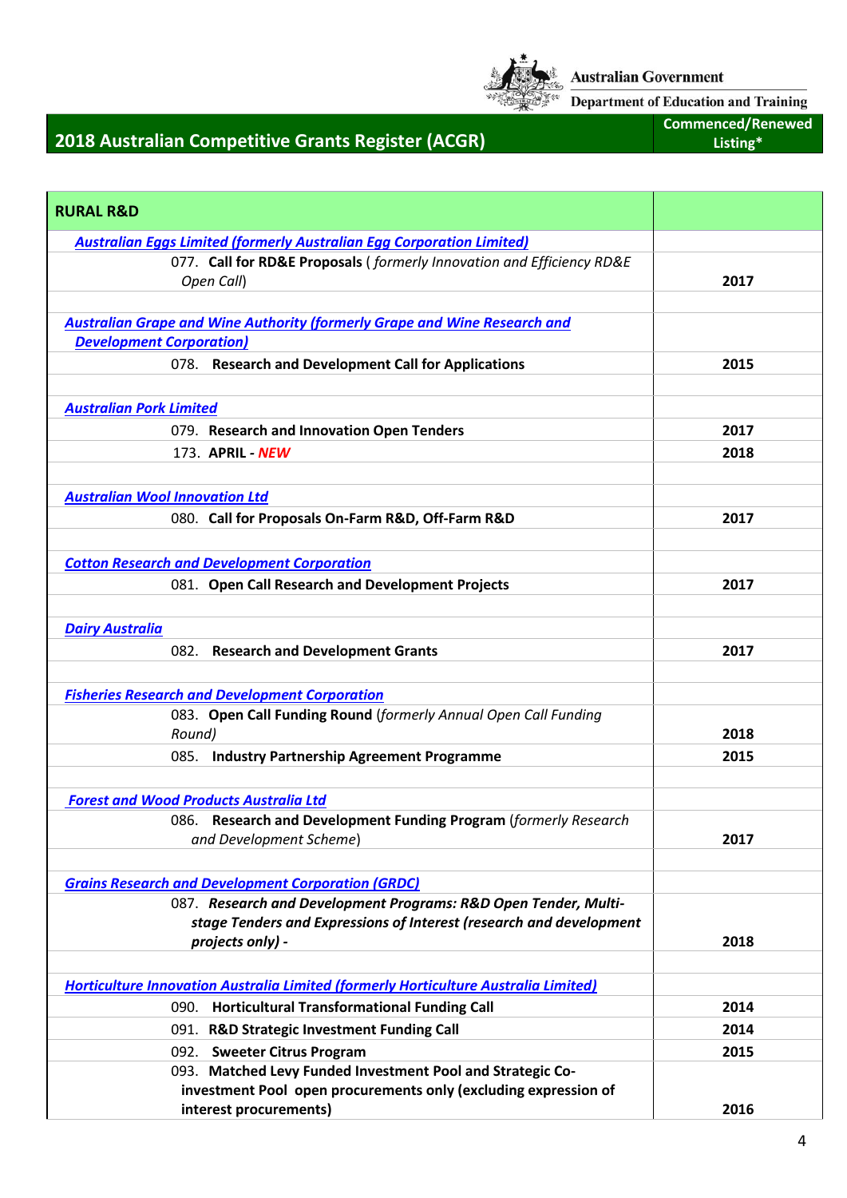Australian Government

Department of Education and Training

# 2018 Australian Competitive Grants Register (ACGR)

| RURAL R&D | Commenced/Renewed Listing* |
|---|---|
| ***Australian Eggs Limited (formerly Australian Egg Corporation Limited)*** | |
| 077. **Call for RD&E Proposals** ( *formerly Innovation and Efficiency RD&E Open Call*) | **2017** |
| | |
| ***Australian Grape and Wine Authority (formerly Grape and Wine Research and Development Corporation)*** | |
| 078. **Research and Development Call for Applications** | **2015** |
| | |
| ***Australian Pork Limited*** | |
| 079. **Research and Innovation Open Tenders** | **2017** |
| 173. **APRIL - *NEW*** | **2018** |
| | |
| ***Australian Wool Innovation Ltd*** | |
| 080. **Call for Proposals On-Farm R&D, Off-Farm R&D** | **2017** |
| | |
| ***Cotton Research and Development Corporation*** | |
| 081. **Open Call Research and Development Projects** | **2017** |
| | |
| ***Dairy Australia*** | |
| 082. **Research and Development Grants** | **2017** |
| | |
| ***Fisheries Research and Development Corporation*** | |
| 083. **Open Call Funding Round** (*formerly Annual Open Call Funding Round)* | **2018** |
| 085. **Industry Partnership Agreement Programme** | **2015** |
| | |
| ***Forest and Wood Products Australia Ltd*** | |
| 086. **Research and Development Funding Program** (*formerly Research and Development Scheme*) | **2017** |
| | |
| ***Grains Research and Development Corporation (GRDC)*** | |
| 087. ***Research and Development Programs: R&D Open Tender, Multi-stage Tenders and Expressions of Interest (research and development projects only) -*** | **2018** |
| | |
| ***Horticulture Innovation Australia Limited (formerly Horticulture Australia Limited)*** | |
| 090. **Horticultural Transformational Funding Call** | **2014** |
| 091. **R&D Strategic Investment Funding Call** | **2014** |
| 092. **Sweeter Citrus Program** | **2015** |
| 093. **Matched Levy Funded Investment Pool and Strategic Co-investment Pool open procurements only (excluding expression of interest procurements)** | **2016** |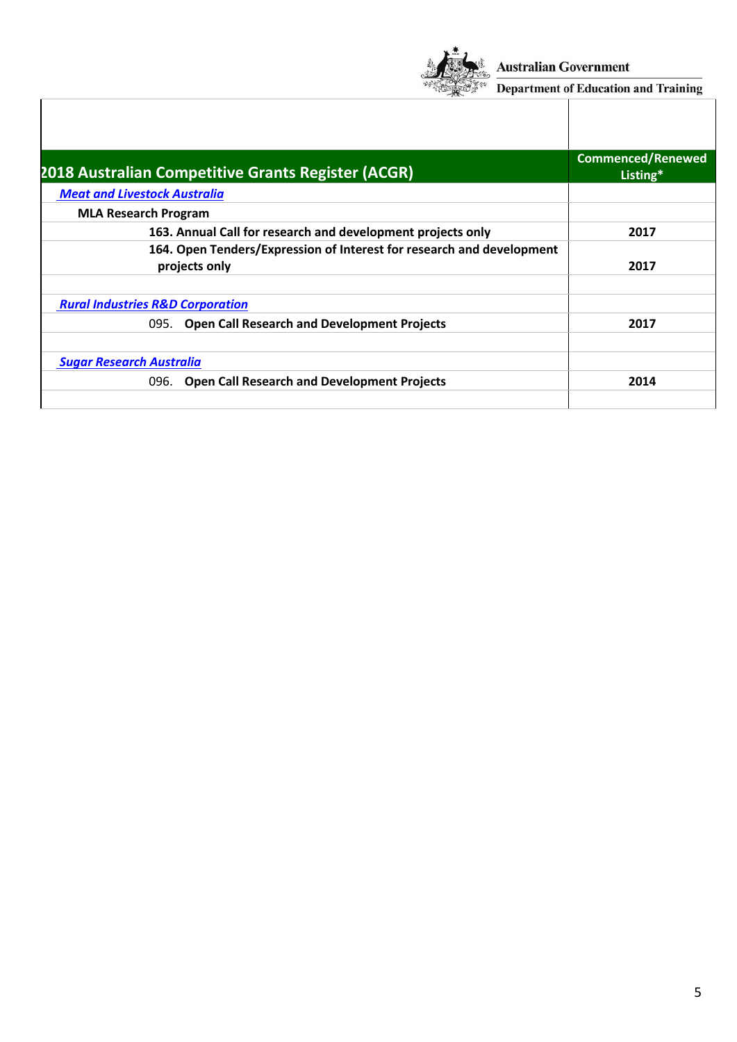Australian Government
Department of Education and Training

| 2018 Australian Competitive Grants Register (ACGR) | Commenced/Renewed Listing* |
|---|---|
| ***Meat and Livestock Australia*** | |
| **MLA Research Program** | |
| **163. Annual Call for research and development projects only** | **2017** |
| **164. Open Tenders/Expression of Interest for research and development projects only** | **2017** |
| | |
| ***Rural Industries R&D Corporation*** | |
| 095. **Open Call Research and Development Projects** | **2017** |
| | |
| ***Sugar Research Australia*** | |
| 096. **Open Call Research and Development Projects** | **2014** |
| | |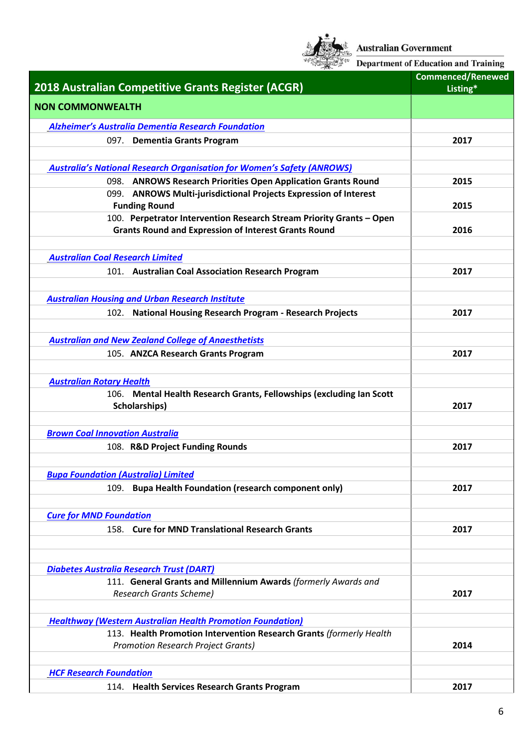Australian Government

Department of Education and Training

| 2018 Australian Competitive Grants Register (ACGR) | Commenced/Renewed Listing* |
|---|---|
| **NON COMMONWEALTH** | |
| ***Alzheimer's Australia Dementia Research Foundation*** | |
| 097. **Dementia Grants Program** | **2017** |
| | |
| ***Australia's National Research Organisation for Women's Safety (ANROWS)*** | |
| 098. **ANROWS Research Priorities Open Application Grants Round** | **2015** |
| 099. **ANROWS Multi-jurisdictional Projects Expression of Interest Funding Round** | **2015** |
| 100. **Perpetrator Intervention Research Stream Priority Grants – Open Grants Round and Expression of Interest Grants Round** | **2016** |
| | |
| ***Australian Coal Research Limited*** | |
| 101. **Australian Coal Association Research Program** | **2017** |
| | |
| ***Australian Housing and Urban Research Institute*** | |
| 102. **National Housing Research Program - Research Projects** | **2017** |
| | |
| ***Australian and New Zealand College of Anaesthetists*** | |
| 105. **ANZCA Research Grants Program** | **2017** |
| | |
| ***Australian Rotary Health*** | |
| 106. **Mental Health Research Grants, Fellowships (excluding Ian Scott Scholarships)** | **2017** |
| | |
| ***Brown Coal Innovation Australia*** | |
| 108. **R&D Project Funding Rounds** | **2017** |
| | |
| ***Bupa Foundation (Australia) Limited*** | |
| 109. **Bupa Health Foundation (research component only)** | **2017** |
| | |
| ***Cure for MND Foundation*** | |
| 158. **Cure for MND Translational Research Grants** | **2017** |
| | |
| | |
| ***Diabetes Australia Research Trust (DART)*** | |
| 111. **General Grants and Millennium Awards** *(formerly Awards and Research Grants Scheme)* | **2017** |
| | |
| ***Healthway (Western Australian Health Promotion Foundation)*** | |
| 113. **Health Promotion Intervention Research Grants** *(formerly Health Promotion Research Project Grants)* | **2014** |
| | |
| ***HCF Research Foundation*** | |
| 114. **Health Services Research Grants Program** | **2017** |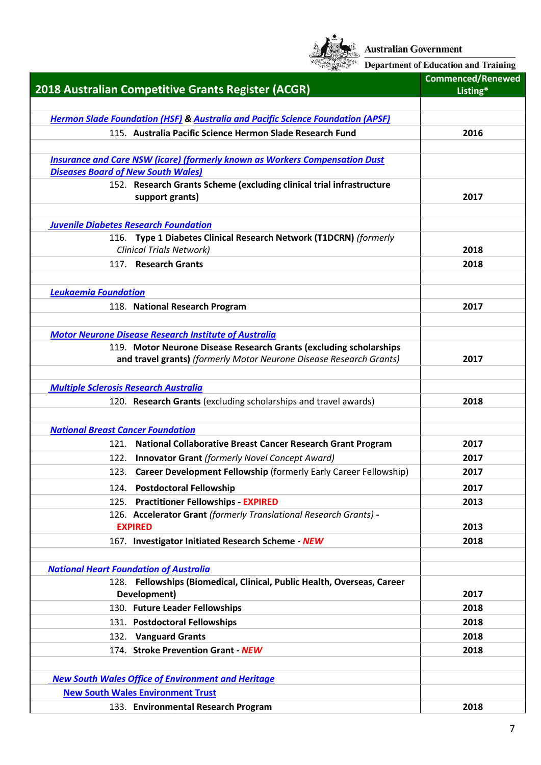Australian Government
Department of Education and Training

| 2018 Australian Competitive Grants Register (ACGR) | Commenced/Renewed Listing* |
|---|---|
| | |
| ***Hermon Slade Foundation (HSF)* & *Australia and Pacific Science Foundation (APSF)*** | |
| 115. **Australia Pacific Science Hermon Slade Research Fund** | **2016** |
| | |
| ***Insurance and Care NSW (icare) (formerly known as Workers Compensation Dust Diseases Board of New South Wales)*** | |
| 152. **Research Grants Scheme (excluding clinical trial infrastructure support grants)** | **2017** |
| | |
| ***Juvenile Diabetes Research Foundation*** | |
| 116. **Type 1 Diabetes Clinical Research Network (T1DCRN)** *(formerly Clinical Trials Network)* | **2018** |
| 117. **Research Grants** | **2018** |
| | |
| ***Leukaemia Foundation*** | |
| 118. **National Research Program** | **2017** |
| | |
| ***Motor Neurone Disease Research Institute of Australia*** | |
| 119. **Motor Neurone Disease Research Grants (excluding scholarships and travel grants)** *(formerly Motor Neurone Disease Research Grants)* | **2017** |
| | |
| ***Multiple Sclerosis Research Australia*** | |
| 120. **Research Grants** (excluding scholarships and travel awards) | **2018** |
| | |
| ***National Breast Cancer Foundation*** | |
| 121. **National Collaborative Breast Cancer Research Grant Program** | **2017** |
| 122. **Innovator Grant** *(formerly Novel Concept Award)* | **2017** |
| 123. **Career Development Fellowship** (formerly Early Career Fellowship) | **2017** |
| 124. **Postdoctoral Fellowship** | **2017** |
| 125. **Practitioner Fellowships - EXPIRED** | **2013** |
| 126. **Accelerator Grant** *(formerly Translational Research Grants)* **- EXPIRED** | **2013** |
| 167. **Investigator Initiated Research Scheme - *NEW*** | **2018** |
| | |
| ***National Heart Foundation of Australia*** | |
| 128. **Fellowships (Biomedical, Clinical, Public Health, Overseas, Career Development)** | **2017** |
| 130. **Future Leader Fellowships** | **2018** |
| 131. **Postdoctoral Fellowships** | **2018** |
| 132. **Vanguard Grants** | **2018** |
| 174. **Stroke Prevention Grant - *NEW*** | **2018** |
| | |
| ***New South Wales Office of Environment and Heritage*** | |
| **New South Wales Environment Trust** | |
| 133. **Environmental Research Program** | **2018** |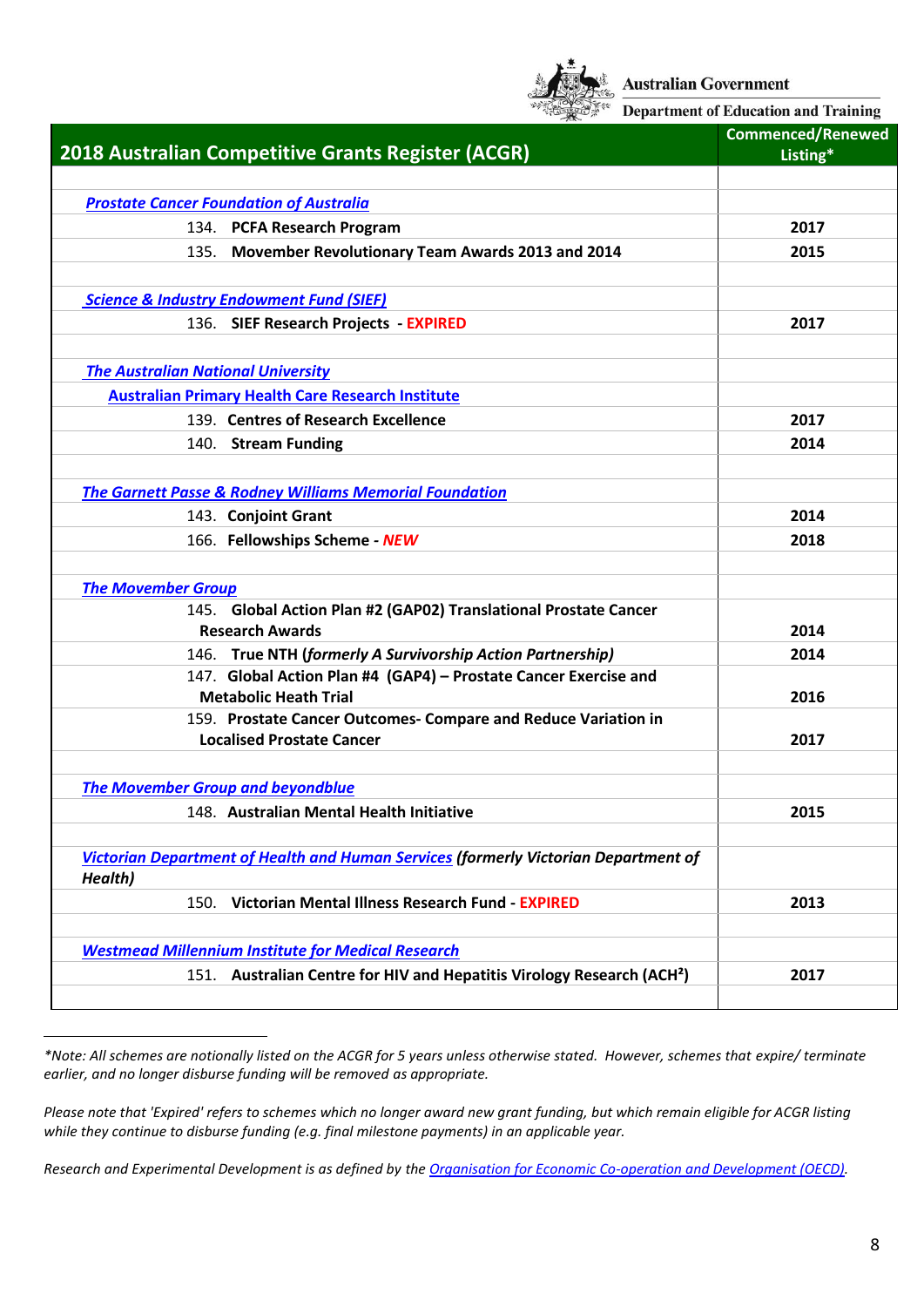Australian Government

Department of Education and Training

| 2018 Australian Competitive Grants Register (ACGR) | Commenced/Renewed Listing* |
|---|---|
| | |
| ***Prostate Cancer Foundation of Australia*** | |
| 134. **PCFA Research Program** | **2017** |
| 135. **Movember Revolutionary Team Awards 2013 and 2014** | **2015** |
| | |
| ***Science & Industry Endowment Fund (SIEF)*** | |
| 136. **SIEF Research Projects - EXPIRED** | **2017** |
| | |
| ***The Australian National University*** | |
| **Australian Primary Health Care Research Institute** | |
| 139. **Centres of Research Excellence** | **2017** |
| 140. **Stream Funding** | **2014** |
| | |
| ***The Garnett Passe & Rodney Williams Memorial Foundation*** | |
| 143. **Conjoint Grant** | **2014** |
| 166. **Fellowships Scheme - *NEW*** | **2018** |
| | |
| ***The Movember Group*** | |
| 145. **Global Action Plan #2 (GAP02) Translational Prostate Cancer Research Awards** | **2014** |
| 146. **True NTH (*formerly A Survivorship Action Partnership*)** | **2014** |
| 147. **Global Action Plan #4 (GAP4) – Prostate Cancer Exercise and Metabolic Heath Trial** | **2016** |
| 159. **Prostate Cancer Outcomes- Compare and Reduce Variation in Localised Prostate Cancer** | **2017** |
| | |
| ***The Movember Group and beyondblue*** | |
| 148. **Australian Mental Health Initiative** | **2015** |
| | |
| ***Victorian Department of Health and Human Services (formerly Victorian Department of Health)*** | |
| 150. **Victorian Mental Illness Research Fund - EXPIRED** | **2013** |
| | |
| ***Westmead Millennium Institute for Medical Research*** | |
| 151. **Australian Centre for HIV and Hepatitis Virology Research (ACH²)** | **2017** |
| | |

*\*Note: All schemes are notionally listed on the ACGR for 5 years unless otherwise stated. However, schemes that expire/ terminate earlier, and no longer disburse funding will be removed as appropriate.*

*Please note that 'Expired' refers to schemes which no longer award new grant funding, but which remain eligible for ACGR listing while they continue to disburse funding (e.g. final milestone payments) in an applicable year.*

*Research and Experimental Development is as defined by the Organisation for Economic Co-operation and Development (OECD).*